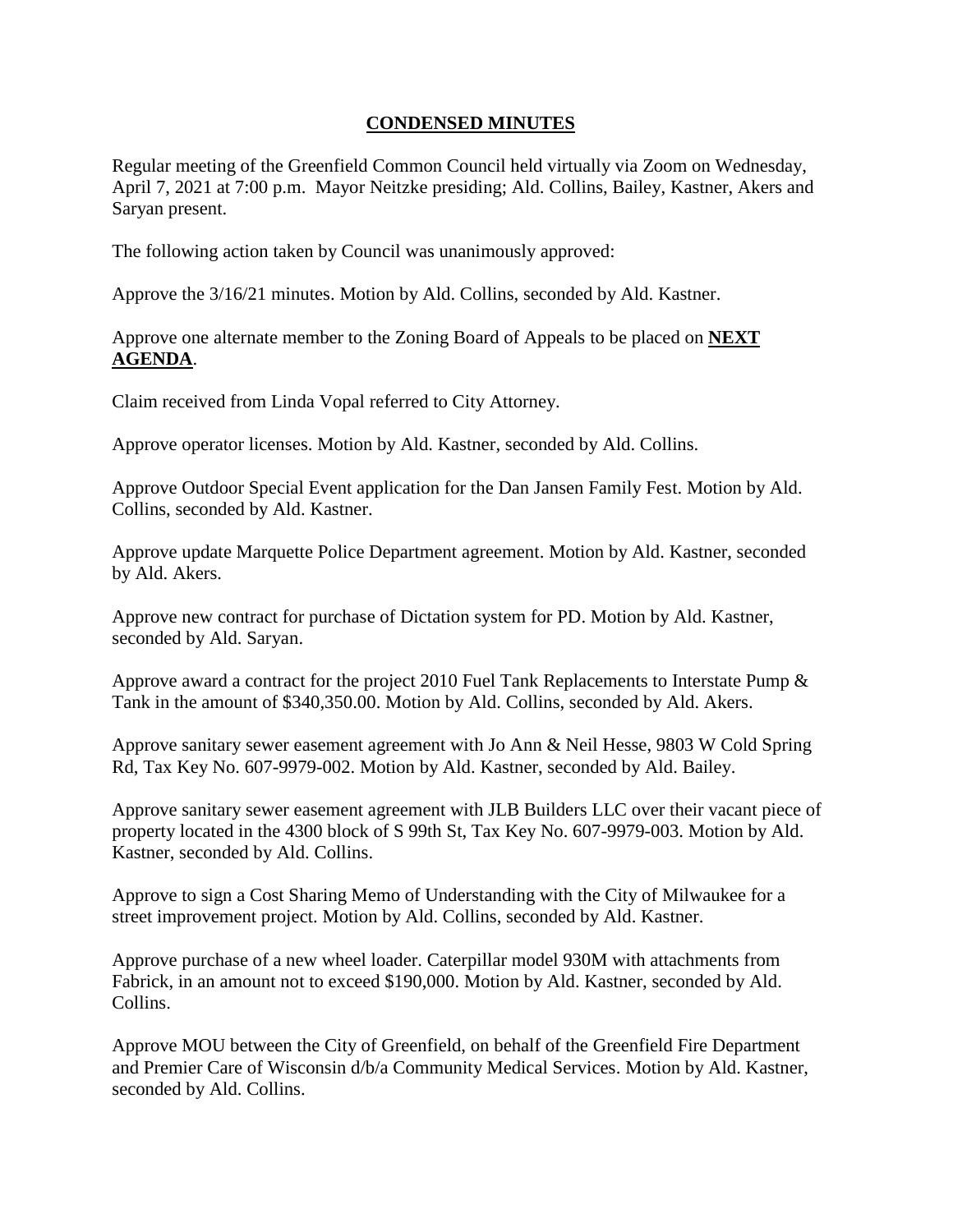# CONDENSED MINUTES

Regular meeting of the Greenfield Common Council held virtually via Zoom on Wednesday, April 7, 2021 at 7:00 p.m. Mayor Neitzke presiding; Ald. Collins, Bailey, Kastner, Akers and Saryan present.

The following action taken by Council was unanimously approved:

Approve the 3/16/21 minutes. Motion by Ald. Collins, seconded by Ald. Kastner.

Approve one alternate member to the Zoning Board of Appeals to be placed on **NEXT AGENDA**.

Claim received from Linda Vopal referred to City Attorney.

Approve operator licenses. Motion by Ald. Kastner, seconded by Ald. Collins.

Approve Outdoor Special Event application for the Dan Jansen Family Fest. Motion by Ald. Collins, seconded by Ald. Kastner.

Approve update Marquette Police Department agreement. Motion by Ald. Kastner, seconded by Ald. Akers.

Approve new contract for purchase of Dictation system for PD. Motion by Ald. Kastner, seconded by Ald. Saryan.

Approve award a contract for the project 2010 Fuel Tank Replacements to Interstate Pump & Tank in the amount of $340,350.00. Motion by Ald. Collins, seconded by Ald. Akers.

Approve sanitary sewer easement agreement with Jo Ann & Neil Hesse, 9803 W Cold Spring Rd, Tax Key No. 607-9979-002. Motion by Ald. Kastner, seconded by Ald. Bailey.

Approve sanitary sewer easement agreement with JLB Builders LLC over their vacant piece of property located in the 4300 block of S 99th St, Tax Key No. 607-9979-003. Motion by Ald. Kastner, seconded by Ald. Collins.

Approve to sign a Cost Sharing Memo of Understanding with the City of Milwaukee for a street improvement project. Motion by Ald. Collins, seconded by Ald. Kastner.

Approve purchase of a new wheel loader. Caterpillar model 930M with attachments from Fabrick, in an amount not to exceed $190,000. Motion by Ald. Kastner, seconded by Ald. Collins.

Approve MOU between the City of Greenfield, on behalf of the Greenfield Fire Department and Premier Care of Wisconsin d/b/a Community Medical Services. Motion by Ald. Kastner, seconded by Ald. Collins.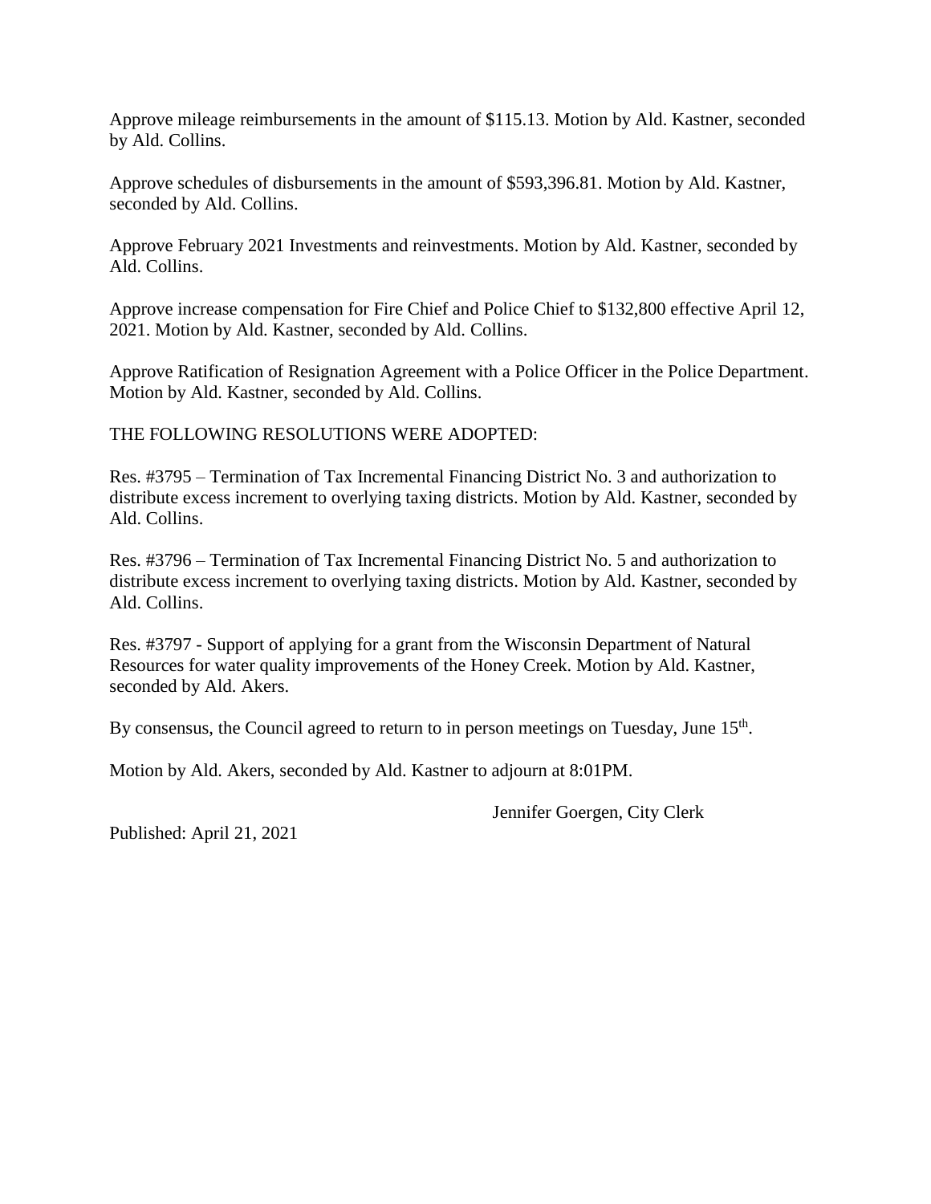Approve mileage reimbursements in the amount of $115.13. Motion by Ald. Kastner, seconded by Ald. Collins.

Approve schedules of disbursements in the amount of $593,396.81. Motion by Ald. Kastner, seconded by Ald. Collins.

Approve February 2021 Investments and reinvestments. Motion by Ald. Kastner, seconded by Ald. Collins.

Approve increase compensation for Fire Chief and Police Chief to $132,800 effective April 12, 2021. Motion by Ald. Kastner, seconded by Ald. Collins.

Approve Ratification of Resignation Agreement with a Police Officer in the Police Department. Motion by Ald. Kastner, seconded by Ald. Collins.

THE FOLLOWING RESOLUTIONS WERE ADOPTED:

Res. #3795 – Termination of Tax Incremental Financing District No. 3 and authorization to distribute excess increment to overlying taxing districts. Motion by Ald. Kastner, seconded by Ald. Collins.

Res. #3796 – Termination of Tax Incremental Financing District No. 5 and authorization to distribute excess increment to overlying taxing districts. Motion by Ald. Kastner, seconded by Ald. Collins.

Res. #3797 - Support of applying for a grant from the Wisconsin Department of Natural Resources for water quality improvements of the Honey Creek. Motion by Ald. Kastner, seconded by Ald. Akers.

By consensus, the Council agreed to return to in person meetings on Tuesday, June 15th.

Motion by Ald. Akers, seconded by Ald. Kastner to adjourn at 8:01PM.

Jennifer Goergen, City Clerk

Published: April 21, 2021